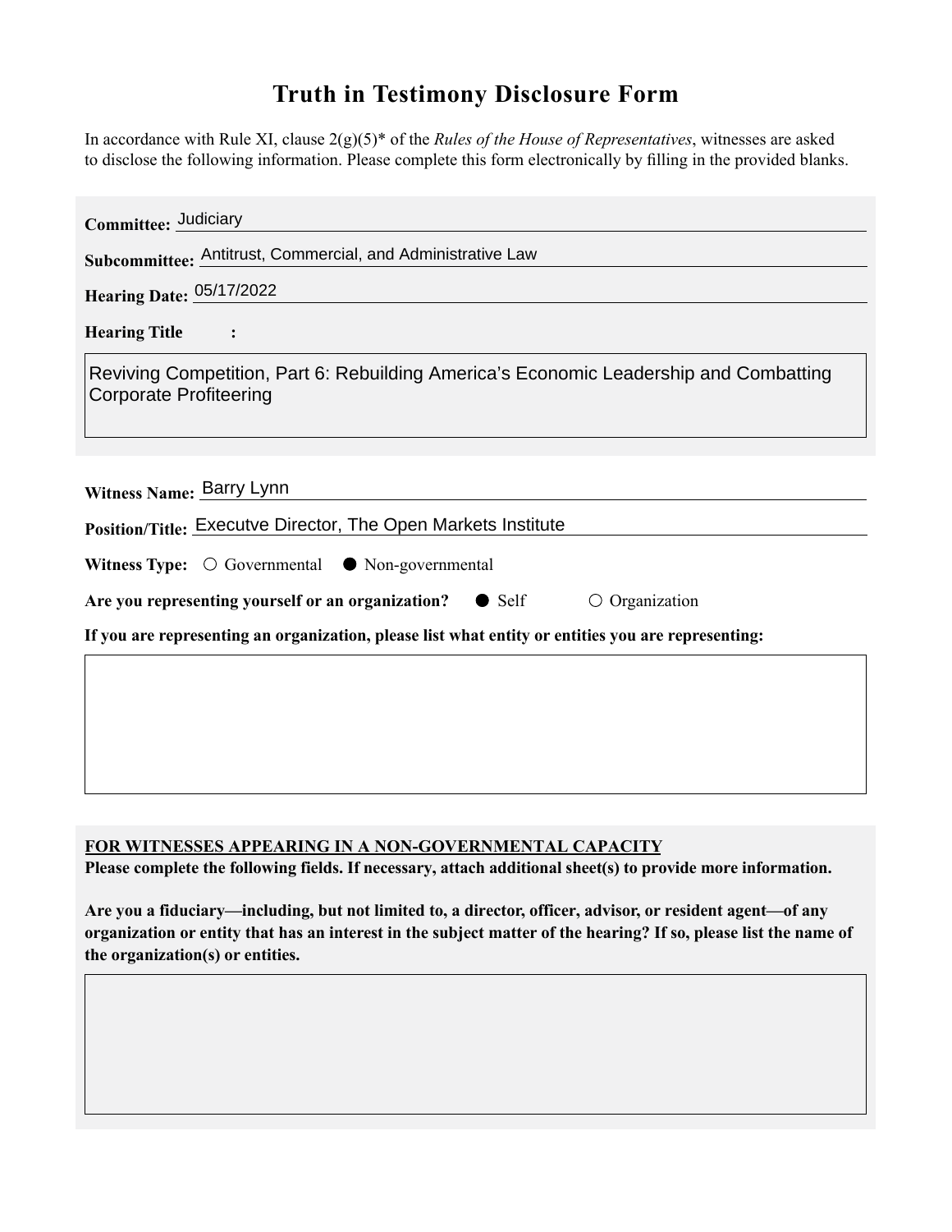# Truth in Testimony Disclosure Form

In accordance with Rule XI, clause 2(g)(5)* of the *Rules of the House of Representatives*, witnesses are asked to disclose the following information. Please complete this form electronically by filling in the provided blanks.

**Committee:** Judiciary

**Subcommittee:** Antitrust, Commercial, and Administrative Law

**Hearing Date:** 05/17/2022

**Hearing Title:**

Reviving Competition, Part 6: Rebuilding America's Economic Leadership and Combatting Corporate Profiteering

**Witness Name:** Barry Lynn

**Position/Title:** Executve Director, The Open Markets Institute

**Witness Type:** ○ Governmental ● Non-governmental

**Are you representing yourself or an organization?** ● Self ○ Organization

**If you are representing an organization, please list what entity or entities you are representing:**

**FOR WITNESSES APPEARING IN A NON-GOVERNMENTAL CAPACITY**

**Please complete the following fields. If necessary, attach additional sheet(s) to provide more information.**

**Are you a fiduciary—including, but not limited to, a director, officer, advisor, or resident agent—of any organization or entity that has an interest in the subject matter of the hearing? If so, please list the name of the organization(s) or entities.**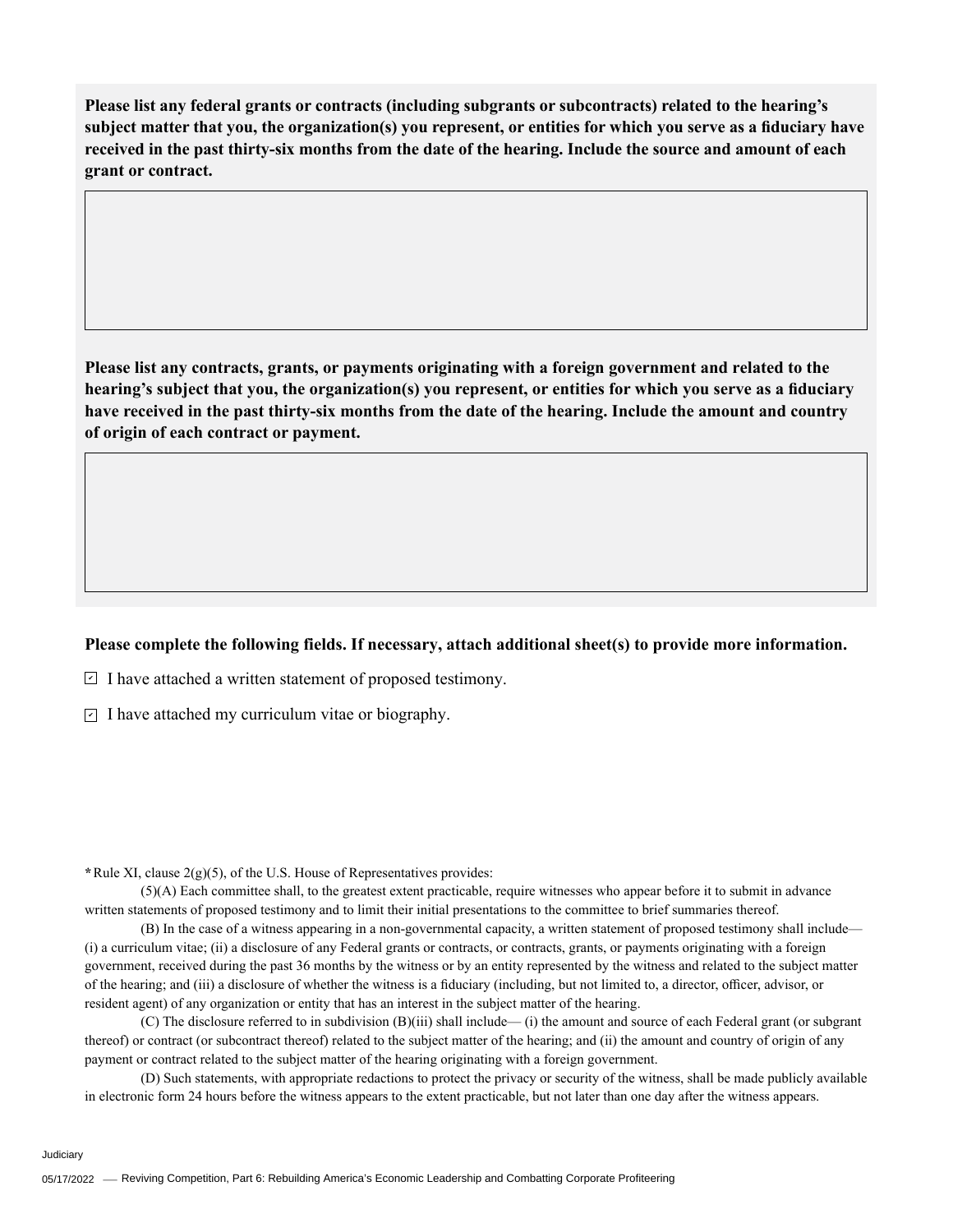**Please list any federal grants or contracts (including subgrants or subcontracts) related to the hearing's subject matter that you, the organization(s) you represent, or entities for which you serve as a fiduciary have received in the past thirty-six months from the date of the hearing. Include the source and amount of each grant or contract.**

**Please list any contracts, grants, or payments originating with a foreign government and related to the hearing's subject that you, the organization(s) you represent, or entities for which you serve as a fiduciary have received in the past thirty-six months from the date of the hearing. Include the amount and country of origin of each contract or payment.**

**Please complete the following fields. If necessary, attach additional sheet(s) to provide more information.**

- [x] I have attached a written statement of proposed testimony.
- [x] I have attached my curriculum vitae or biography.

*Rule XI, clause 2(g)(5), of the U.S. House of Representatives provides:

(5)(A) Each committee shall, to the greatest extent practicable, require witnesses who appear before it to submit in advance written statements of proposed testimony and to limit their initial presentations to the committee to brief summaries thereof.

(B) In the case of a witness appearing in a non-governmental capacity, a written statement of proposed testimony shall include— (i) a curriculum vitae; (ii) a disclosure of any Federal grants or contracts, or contracts, grants, or payments originating with a foreign government, received during the past 36 months by the witness or by an entity represented by the witness and related to the subject matter of the hearing; and (iii) a disclosure of whether the witness is a fiduciary (including, but not limited to, a director, officer, advisor, or resident agent) of any organization or entity that has an interest in the subject matter of the hearing.

(C) The disclosure referred to in subdivision (B)(iii) shall include— (i) the amount and source of each Federal grant (or subgrant thereof) or contract (or subcontract thereof) related to the subject matter of the hearing; and (ii) the amount and country of origin of any payment or contract related to the subject matter of the hearing originating with a foreign government.

(D) Such statements, with appropriate redactions to protect the privacy or security of the witness, shall be made publicly available in electronic form 24 hours before the witness appears to the extent practicable, but not later than one day after the witness appears.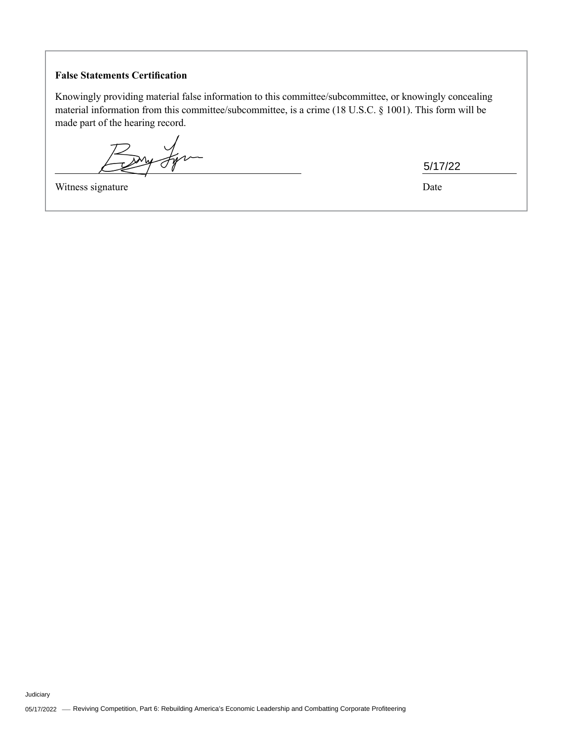**False Statements Certification**

Knowingly providing material false information to this committee/subcommittee, or knowingly concealing material information from this committee/subcommittee, is a crime (18 U.S.C. § 1001). This form will be made part of the hearing record.

Witness signature

5/17/22

Date